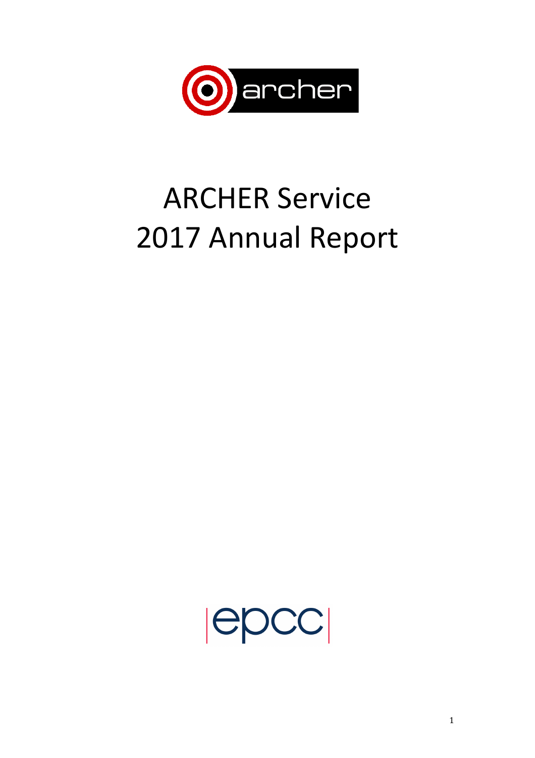# ARCHER Service
# 2017 Annual Report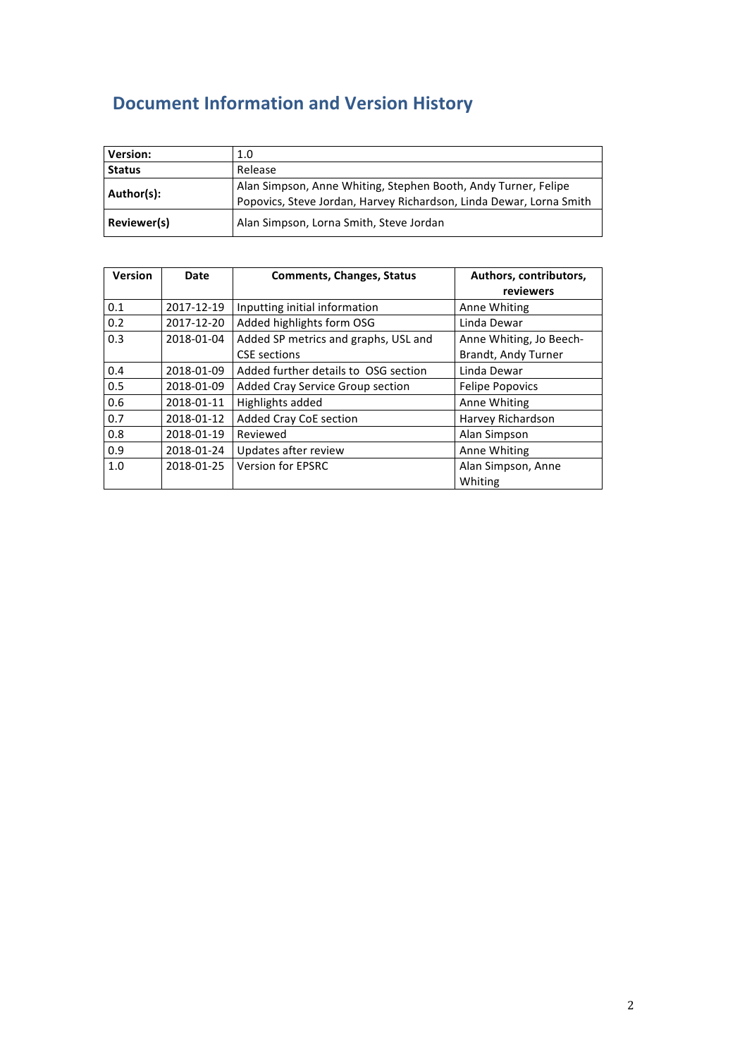# Document Information and Version History

| Version: | 1.0 |
|---|---|
| **Status** | Release |
| **Author(s):** | Alan Simpson, Anne Whiting, Stephen Booth, Andy Turner, Felipe Popovics, Steve Jordan, Harvey Richardson, Linda Dewar, Lorna Smith |
| **Reviewer(s)** | Alan Simpson, Lorna Smith, Steve Jordan |

| Version | Date | Comments, Changes, Status | Authors, contributors, reviewers |
|---|---|---|---|
| 0.1 | 2017-12-19 | Inputting initial information | Anne Whiting |
| 0.2 | 2017-12-20 | Added highlights form OSG | Linda Dewar |
| 0.3 | 2018-01-04 | Added SP metrics and graphs, USL and CSE sections | Anne Whiting, Jo Beech-Brandt, Andy Turner |
| 0.4 | 2018-01-09 | Added further details to OSG section | Linda Dewar |
| 0.5 | 2018-01-09 | Added Cray Service Group section | Felipe Popovics |
| 0.6 | 2018-01-11 | Highlights added | Anne Whiting |
| 0.7 | 2018-01-12 | Added Cray CoE section | Harvey Richardson |
| 0.8 | 2018-01-19 | Reviewed | Alan Simpson |
| 0.9 | 2018-01-24 | Updates after review | Anne Whiting |
| 1.0 | 2018-01-25 | Version for EPSRC | Alan Simpson, Anne Whiting |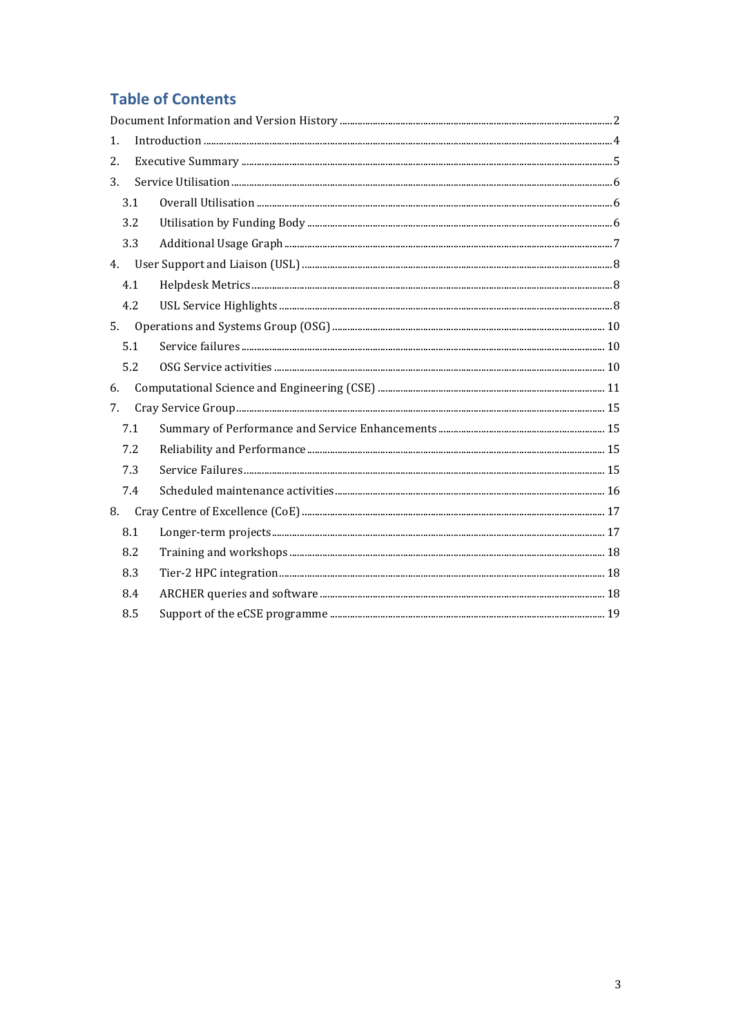## Table of Contents

Document Information and Version History ..... 2

1. Introduction ..... 4
2. Executive Summary ..... 5
3. Service Utilisation ..... 6
   - 3.1 Overall Utilisation ..... 6
   - 3.2 Utilisation by Funding Body ..... 6
   - 3.3 Additional Usage Graph ..... 7
4. User Support and Liaison (USL) ..... 8
   - 4.1 Helpdesk Metrics ..... 8
   - 4.2 USL Service Highlights ..... 8
5. Operations and Systems Group (OSG) ..... 10
   - 5.1 Service failures ..... 10
   - 5.2 OSG Service activities ..... 10
6. Computational Science and Engineering (CSE) ..... 11
7. Cray Service Group ..... 15
   - 7.1 Summary of Performance and Service Enhancements ..... 15
   - 7.2 Reliability and Performance ..... 15
   - 7.3 Service Failures ..... 15
   - 7.4 Scheduled maintenance activities ..... 16
8. Cray Centre of Excellence (CoE) ..... 17
   - 8.1 Longer-term projects ..... 17
   - 8.2 Training and workshops ..... 18
   - 8.3 Tier-2 HPC integration ..... 18
   - 8.4 ARCHER queries and software ..... 18
   - 8.5 Support of the eCSE programme ..... 19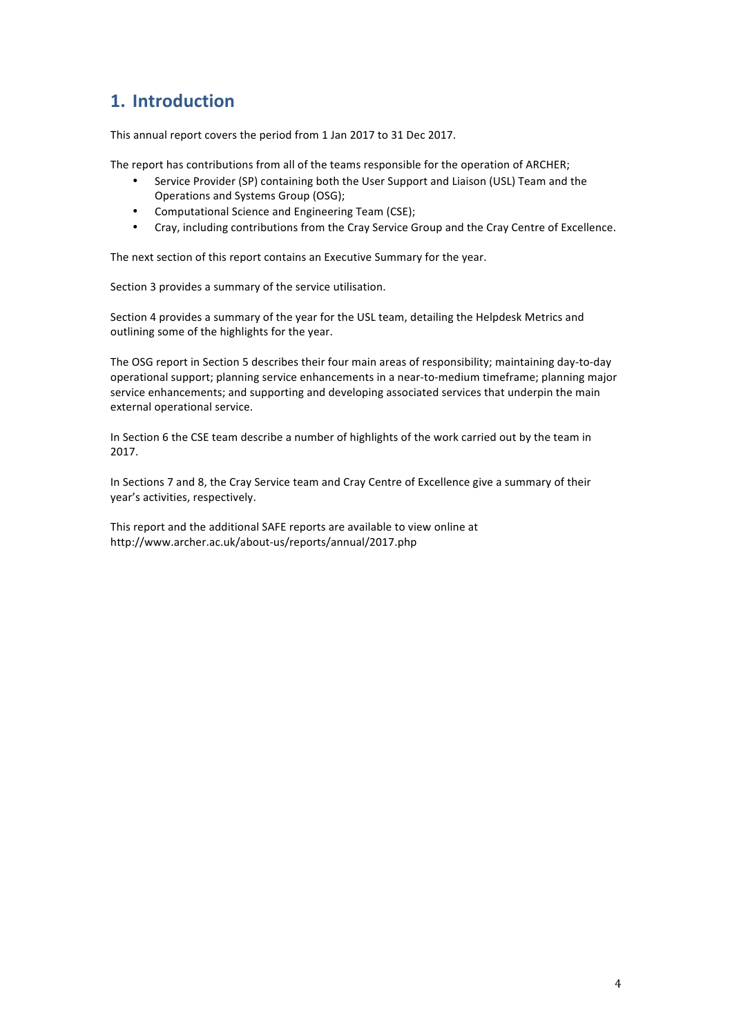# 1. Introduction

This annual report covers the period from 1 Jan 2017 to 31 Dec 2017.

The report has contributions from all of the teams responsible for the operation of ARCHER;

- Service Provider (SP) containing both the User Support and Liaison (USL) Team and the Operations and Systems Group (OSG);
- Computational Science and Engineering Team (CSE);
- Cray, including contributions from the Cray Service Group and the Cray Centre of Excellence.

The next section of this report contains an Executive Summary for the year.

Section 3 provides a summary of the service utilisation.

Section 4 provides a summary of the year for the USL team, detailing the Helpdesk Metrics and outlining some of the highlights for the year.

The OSG report in Section 5 describes their four main areas of responsibility; maintaining day-to-day operational support; planning service enhancements in a near-to-medium timeframe; planning major service enhancements; and supporting and developing associated services that underpin the main external operational service.

In Section 6 the CSE team describe a number of highlights of the work carried out by the team in 2017.

In Sections 7 and 8, the Cray Service team and Cray Centre of Excellence give a summary of their year's activities, respectively.

This report and the additional SAFE reports are available to view online at http://www.archer.ac.uk/about-us/reports/annual/2017.php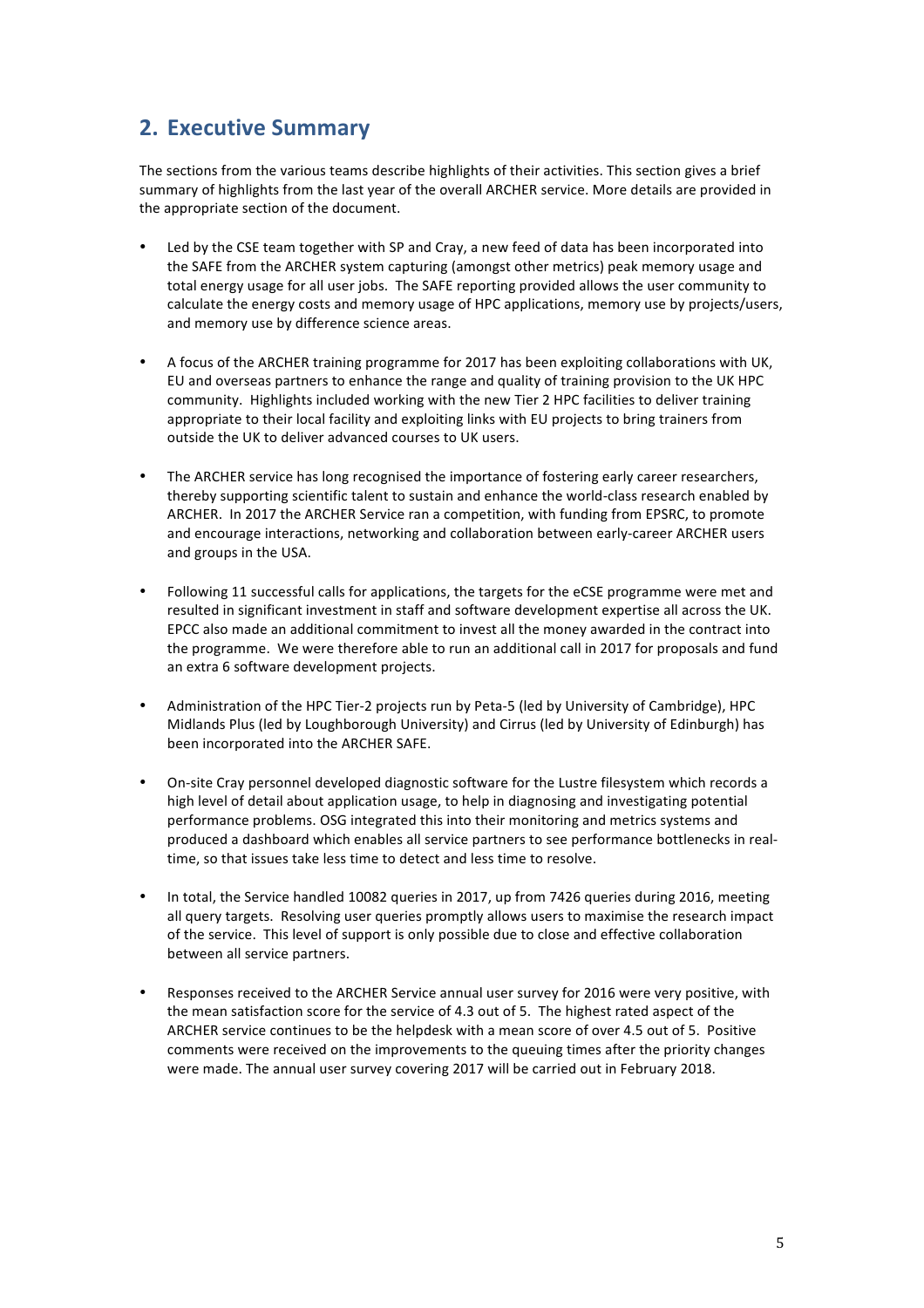## 2. Executive Summary

The sections from the various teams describe highlights of their activities. This section gives a brief summary of highlights from the last year of the overall ARCHER service. More details are provided in the appropriate section of the document.

- Led by the CSE team together with SP and Cray, a new feed of data has been incorporated into the SAFE from the ARCHER system capturing (amongst other metrics) peak memory usage and total energy usage for all user jobs. The SAFE reporting provided allows the user community to calculate the energy costs and memory usage of HPC applications, memory use by projects/users, and memory use by difference science areas.

- A focus of the ARCHER training programme for 2017 has been exploiting collaborations with UK, EU and overseas partners to enhance the range and quality of training provision to the UK HPC community. Highlights included working with the new Tier 2 HPC facilities to deliver training appropriate to their local facility and exploiting links with EU projects to bring trainers from outside the UK to deliver advanced courses to UK users.

- The ARCHER service has long recognised the importance of fostering early career researchers, thereby supporting scientific talent to sustain and enhance the world-class research enabled by ARCHER. In 2017 the ARCHER Service ran a competition, with funding from EPSRC, to promote and encourage interactions, networking and collaboration between early-career ARCHER users and groups in the USA.

- Following 11 successful calls for applications, the targets for the eCSE programme were met and resulted in significant investment in staff and software development expertise all across the UK. EPCC also made an additional commitment to invest all the money awarded in the contract into the programme. We were therefore able to run an additional call in 2017 for proposals and fund an extra 6 software development projects.

- Administration of the HPC Tier-2 projects run by Peta-5 (led by University of Cambridge), HPC Midlands Plus (led by Loughborough University) and Cirrus (led by University of Edinburgh) has been incorporated into the ARCHER SAFE.

- On-site Cray personnel developed diagnostic software for the Lustre filesystem which records a high level of detail about application usage, to help in diagnosing and investigating potential performance problems. OSG integrated this into their monitoring and metrics systems and produced a dashboard which enables all service partners to see performance bottlenecks in real-time, so that issues take less time to detect and less time to resolve.

- In total, the Service handled 10082 queries in 2017, up from 7426 queries during 2016, meeting all query targets. Resolving user queries promptly allows users to maximise the research impact of the service. This level of support is only possible due to close and effective collaboration between all service partners.

- Responses received to the ARCHER Service annual user survey for 2016 were very positive, with the mean satisfaction score for the service of 4.3 out of 5. The highest rated aspect of the ARCHER service continues to be the helpdesk with a mean score of over 4.5 out of 5. Positive comments were received on the improvements to the queuing times after the priority changes were made. The annual user survey covering 2017 will be carried out in February 2018.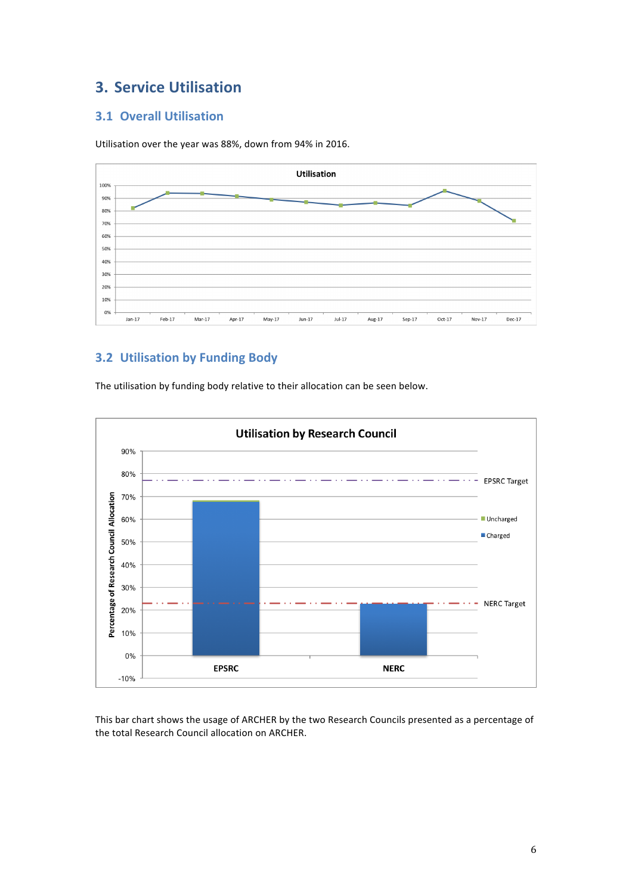## 3. Service Utilisation

### 3.1 Overall Utilisation

Utilisation over the year was 88%, down from 94% in 2016.

### 3.2 Utilisation by Funding Body

The utilisation by funding body relative to their allocation can be seen below.

This bar chart shows the usage of ARCHER by the two Research Councils presented as a percentage of the total Research Council allocation on ARCHER.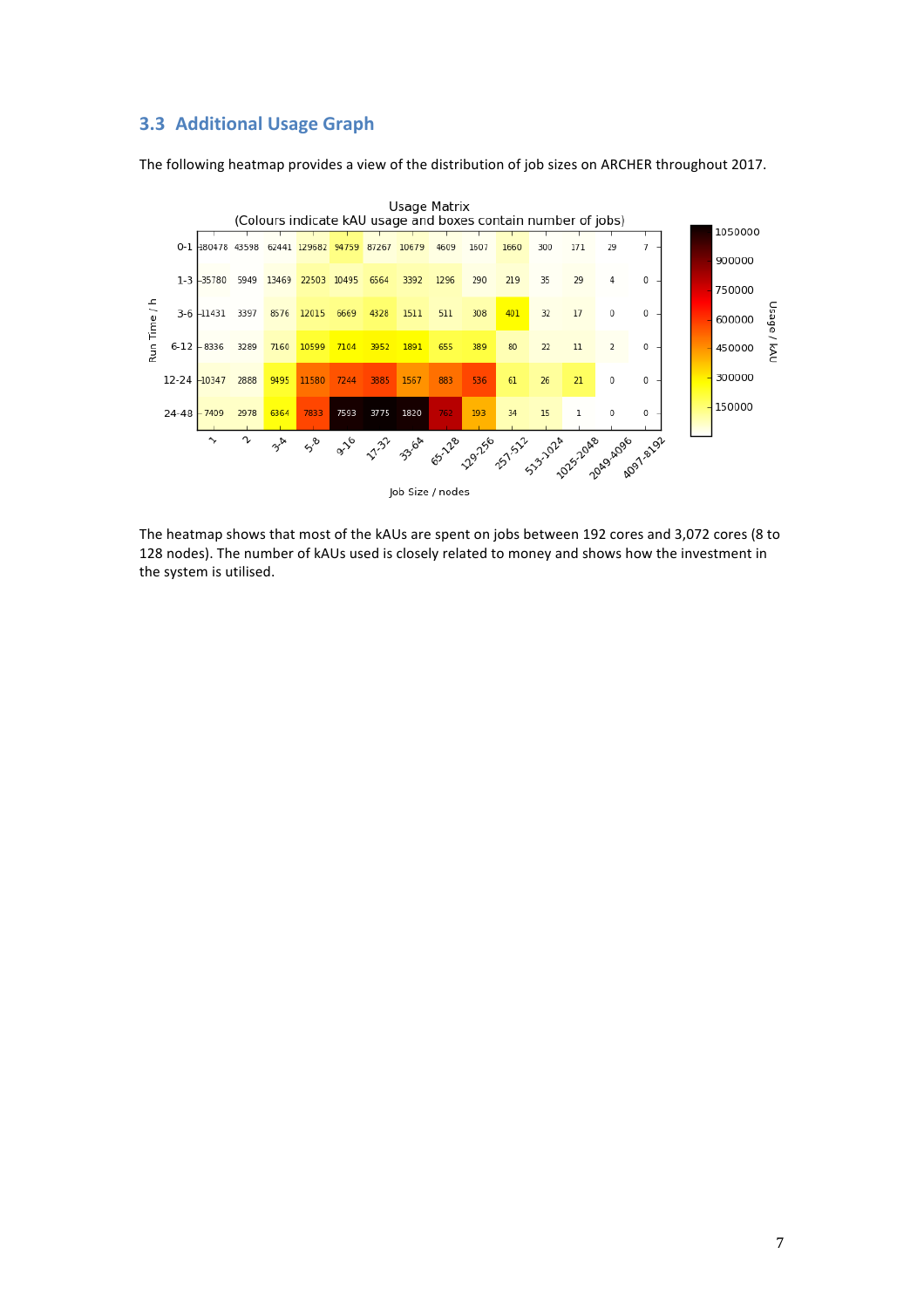## 3.3 Additional Usage Graph

The following heatmap provides a view of the distribution of job sizes on ARCHER throughout 2017.

Usage Matrix
(Colours indicate kAU usage and boxes contain number of jobs)

| Run Time / h | 1 | 2 | 3-4 | 5-8 | 9-16 | 17-32 | 33-64 | 65-128 | 129-256 | 257-512 | 513-1024 | 1025-2048 | 2049-4096 | 4097-8192 |
|---|---|---|---|---|---|---|---|---|---|---|---|---|---|---|
| 0-1 | 180478 | 43598 | 62441 | 129682 | 94759 | 87267 | 10679 | 4609 | 1607 | 1660 | 300 | 171 | 29 | 7 |
| 1-3 | 35780 | 5949 | 13469 | 22503 | 10495 | 6564 | 3392 | 1296 | 290 | 219 | 35 | 29 | 4 | 0 |
| 3-6 | 11431 | 3397 | 8576 | 12015 | 6669 | 4328 | 1511 | 511 | 308 | 401 | 32 | 17 | 0 | 0 |
| 6-12 | 8336 | 3289 | 7160 | 10599 | 7104 | 3952 | 1891 | 655 | 389 | 80 | 22 | 11 | 2 | 0 |
| 12-24 | 10347 | 2888 | 9495 | 11580 | 7244 | 3885 | 1567 | 883 | 536 | 61 | 26 | 21 | 0 | 0 |
| 24-48 | 7409 | 2978 | 6364 | 7833 | 7593 | 3775 | 1820 | 762 | 193 | 34 | 15 | 1 | 0 | 0 |

Job Size / nodes

Usage / kAU: 150000, 300000, 450000, 600000, 750000, 900000, 1050000

The heatmap shows that most of the kAUs are spent on jobs between 192 cores and 3,072 cores (8 to 128 nodes). The number of kAUs used is closely related to money and shows how the investment in the system is utilised.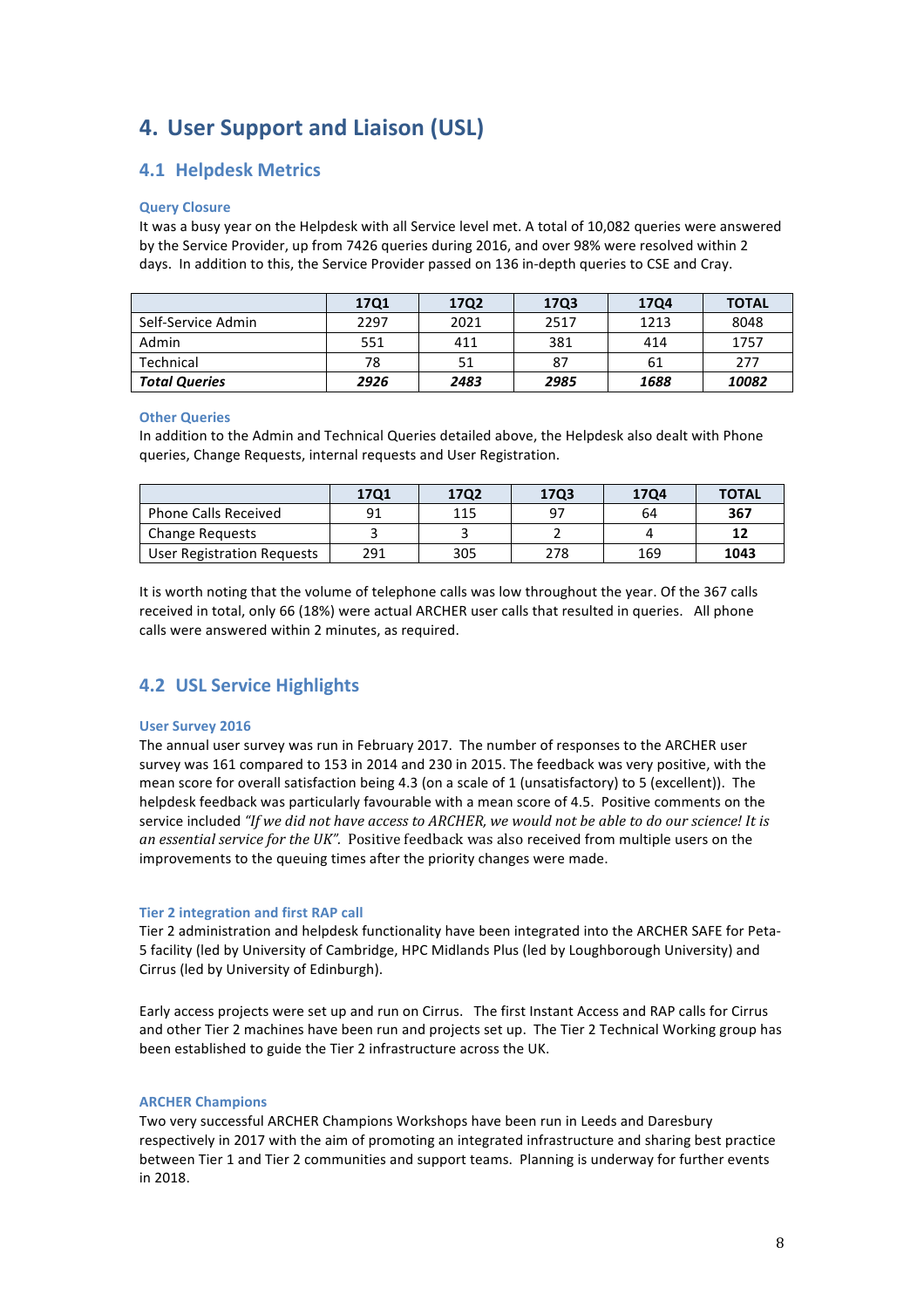# 4. User Support and Liaison (USL)

## 4.1 Helpdesk Metrics

### Query Closure

It was a busy year on the Helpdesk with all Service level met. A total of 10,082 queries were answered by the Service Provider, up from 7426 queries during 2016, and over 98% were resolved within 2 days. In addition to this, the Service Provider passed on 136 in-depth queries to CSE and Cray.

| | 17Q1 | 17Q2 | 17Q3 | 17Q4 | TOTAL |
|---|---|---|---|---|---|
| Self-Service Admin | 2297 | 2021 | 2517 | 1213 | 8048 |
| Admin | 551 | 411 | 381 | 414 | 1757 |
| Technical | 78 | 51 | 87 | 61 | 277 |
| ***Total Queries*** | ***2926*** | ***2483*** | ***2985*** | ***1688*** | ***10082*** |

### Other Queries

In addition to the Admin and Technical Queries detailed above, the Helpdesk also dealt with Phone queries, Change Requests, internal requests and User Registration.

| | 17Q1 | 17Q2 | 17Q3 | 17Q4 | TOTAL |
|---|---|---|---|---|---|
| Phone Calls Received | 91 | 115 | 97 | 64 | **367** |
| Change Requests | 3 | 3 | 2 | 4 | **12** |
| User Registration Requests | 291 | 305 | 278 | 169 | **1043** |

It is worth noting that the volume of telephone calls was low throughout the year. Of the 367 calls received in total, only 66 (18%) were actual ARCHER user calls that resulted in queries. All phone calls were answered within 2 minutes, as required.

## 4.2 USL Service Highlights

### User Survey 2016

The annual user survey was run in February 2017. The number of responses to the ARCHER user survey was 161 compared to 153 in 2014 and 230 in 2015. The feedback was very positive, with the mean score for overall satisfaction being 4.3 (on a scale of 1 (unsatisfactory) to 5 (excellent)). The helpdesk feedback was particularly favourable with a mean score of 4.5. Positive comments on the service included *"If we did not have access to ARCHER, we would not be able to do our science! It is an essential service for the UK".* Positive feedback was also received from multiple users on the improvements to the queuing times after the priority changes were made.

### Tier 2 integration and first RAP call

Tier 2 administration and helpdesk functionality have been integrated into the ARCHER SAFE for Peta-5 facility (led by University of Cambridge, HPC Midlands Plus (led by Loughborough University) and Cirrus (led by University of Edinburgh).

Early access projects were set up and run on Cirrus. The first Instant Access and RAP calls for Cirrus and other Tier 2 machines have been run and projects set up. The Tier 2 Technical Working group has been established to guide the Tier 2 infrastructure across the UK.

### ARCHER Champions

Two very successful ARCHER Champions Workshops have been run in Leeds and Daresbury respectively in 2017 with the aim of promoting an integrated infrastructure and sharing best practice between Tier 1 and Tier 2 communities and support teams. Planning is underway for further events in 2018.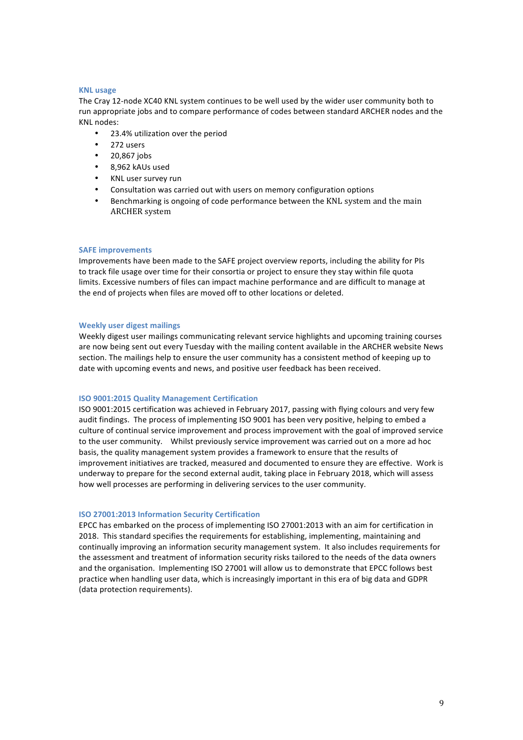### KNL usage

The Cray 12-node XC40 KNL system continues to be well used by the wider user community both to run appropriate jobs and to compare performance of codes between standard ARCHER nodes and the KNL nodes:

- 23.4% utilization over the period
- 272 users
- 20,867 jobs
- 8,962 kAUs used
- KNL user survey run
- Consultation was carried out with users on memory configuration options
- Benchmarking is ongoing of code performance between the KNL system and the main ARCHER system

### SAFE improvements

Improvements have been made to the SAFE project overview reports, including the ability for PIs to track file usage over time for their consortia or project to ensure they stay within file quota limits. Excessive numbers of files can impact machine performance and are difficult to manage at the end of projects when files are moved off to other locations or deleted.

### Weekly user digest mailings

Weekly digest user mailings communicating relevant service highlights and upcoming training courses are now being sent out every Tuesday with the mailing content available in the ARCHER website News section. The mailings help to ensure the user community has a consistent method of keeping up to date with upcoming events and news, and positive user feedback has been received.

### ISO 9001:2015 Quality Management Certification

ISO 9001:2015 certification was achieved in February 2017, passing with flying colours and very few audit findings. The process of implementing ISO 9001 has been very positive, helping to embed a culture of continual service improvement and process improvement with the goal of improved service to the user community. Whilst previously service improvement was carried out on a more ad hoc basis, the quality management system provides a framework to ensure that the results of improvement initiatives are tracked, measured and documented to ensure they are effective. Work is underway to prepare for the second external audit, taking place in February 2018, which will assess how well processes are performing in delivering services to the user community.

### ISO 27001:2013 Information Security Certification

EPCC has embarked on the process of implementing ISO 27001:2013 with an aim for certification in 2018. This standard specifies the requirements for establishing, implementing, maintaining and continually improving an information security management system. It also includes requirements for the assessment and treatment of information security risks tailored to the needs of the data owners and the organisation. Implementing ISO 27001 will allow us to demonstrate that EPCC follows best practice when handling user data, which is increasingly important in this era of big data and GDPR (data protection requirements).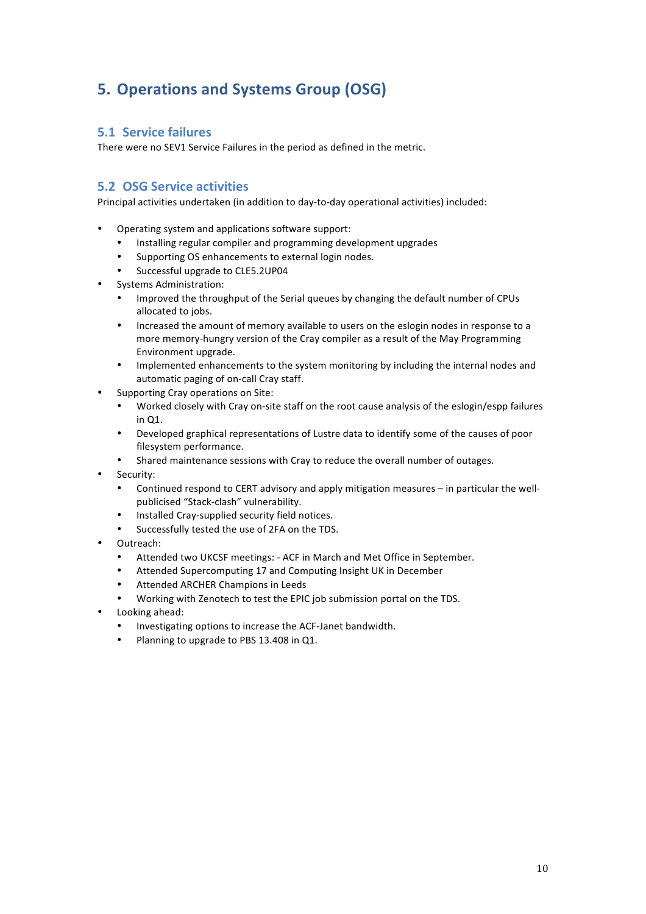# 5. Operations and Systems Group (OSG)

## 5.1 Service failures

There were no SEV1 Service Failures in the period as defined in the metric.

## 5.2 OSG Service activities

Principal activities undertaken (in addition to day-to-day operational activities) included:

- Operating system and applications software support:
  - Installing regular compiler and programming development upgrades
  - Supporting OS enhancements to external login nodes.
  - Successful upgrade to CLE5.2UP04
- Systems Administration:
  - Improved the throughput of the Serial queues by changing the default number of CPUs allocated to jobs.
  - Increased the amount of memory available to users on the eslogin nodes in response to a more memory-hungry version of the Cray compiler as a result of the May Programming Environment upgrade.
  - Implemented enhancements to the system monitoring by including the internal nodes and automatic paging of on-call Cray staff.
- Supporting Cray operations on Site:
  - Worked closely with Cray on-site staff on the root cause analysis of the eslogin/espp failures in Q1.
  - Developed graphical representations of Lustre data to identify some of the causes of poor filesystem performance.
  - Shared maintenance sessions with Cray to reduce the overall number of outages.
- Security:
  - Continued respond to CERT advisory and apply mitigation measures – in particular the well-publicised “Stack-clash” vulnerability.
  - Installed Cray-supplied security field notices.
  - Successfully tested the use of 2FA on the TDS.
- Outreach:
  - Attended two UKCSF meetings: - ACF in March and Met Office in September.
  - Attended Supercomputing 17 and Computing Insight UK in December
  - Attended ARCHER Champions in Leeds
  - Working with Zenotech to test the EPIC job submission portal on the TDS.
- Looking ahead:
  - Investigating options to increase the ACF-Janet bandwidth.
  - Planning to upgrade to PBS 13.408 in Q1.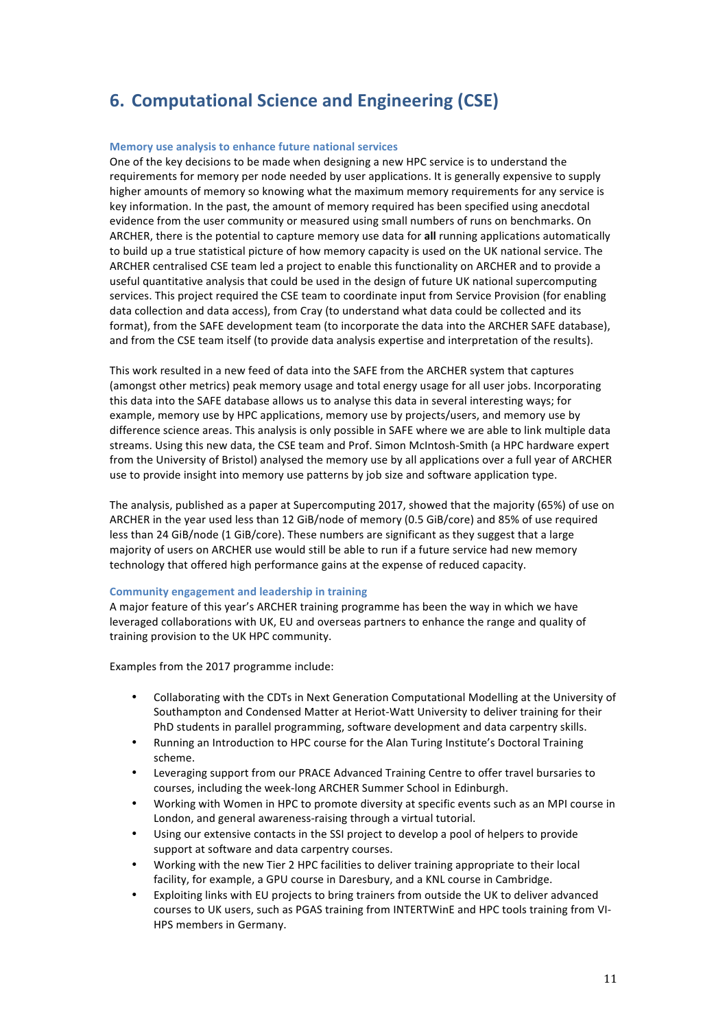# 6. Computational Science and Engineering (CSE)

### Memory use analysis to enhance future national services

One of the key decisions to be made when designing a new HPC service is to understand the requirements for memory per node needed by user applications. It is generally expensive to supply higher amounts of memory so knowing what the maximum memory requirements for any service is key information. In the past, the amount of memory required has been specified using anecdotal evidence from the user community or measured using small numbers of runs on benchmarks. On ARCHER, there is the potential to capture memory use data for **all** running applications automatically to build up a true statistical picture of how memory capacity is used on the UK national service. The ARCHER centralised CSE team led a project to enable this functionality on ARCHER and to provide a useful quantitative analysis that could be used in the design of future UK national supercomputing services. This project required the CSE team to coordinate input from Service Provision (for enabling data collection and data access), from Cray (to understand what data could be collected and its format), from the SAFE development team (to incorporate the data into the ARCHER SAFE database), and from the CSE team itself (to provide data analysis expertise and interpretation of the results).

This work resulted in a new feed of data into the SAFE from the ARCHER system that captures (amongst other metrics) peak memory usage and total energy usage for all user jobs. Incorporating this data into the SAFE database allows us to analyse this data in several interesting ways; for example, memory use by HPC applications, memory use by projects/users, and memory use by difference science areas. This analysis is only possible in SAFE where we are able to link multiple data streams. Using this new data, the CSE team and Prof. Simon McIntosh-Smith (a HPC hardware expert from the University of Bristol) analysed the memory use by all applications over a full year of ARCHER use to provide insight into memory use patterns by job size and software application type.

The analysis, published as a paper at Supercomputing 2017, showed that the majority (65%) of use on ARCHER in the year used less than 12 GiB/node of memory (0.5 GiB/core) and 85% of use required less than 24 GiB/node (1 GiB/core). These numbers are significant as they suggest that a large majority of users on ARCHER use would still be able to run if a future service had new memory technology that offered high performance gains at the expense of reduced capacity.

### Community engagement and leadership in training

A major feature of this year's ARCHER training programme has been the way in which we have leveraged collaborations with UK, EU and overseas partners to enhance the range and quality of training provision to the UK HPC community.

Examples from the 2017 programme include:

- Collaborating with the CDTs in Next Generation Computational Modelling at the University of Southampton and Condensed Matter at Heriot-Watt University to deliver training for their PhD students in parallel programming, software development and data carpentry skills.
- Running an Introduction to HPC course for the Alan Turing Institute's Doctoral Training scheme.
- Leveraging support from our PRACE Advanced Training Centre to offer travel bursaries to courses, including the week-long ARCHER Summer School in Edinburgh.
- Working with Women in HPC to promote diversity at specific events such as an MPI course in London, and general awareness-raising through a virtual tutorial.
- Using our extensive contacts in the SSI project to develop a pool of helpers to provide support at software and data carpentry courses.
- Working with the new Tier 2 HPC facilities to deliver training appropriate to their local facility, for example, a GPU course in Daresbury, and a KNL course in Cambridge.
- Exploiting links with EU projects to bring trainers from outside the UK to deliver advanced courses to UK users, such as PGAS training from INTERTWinE and HPC tools training from VI-HPS members in Germany.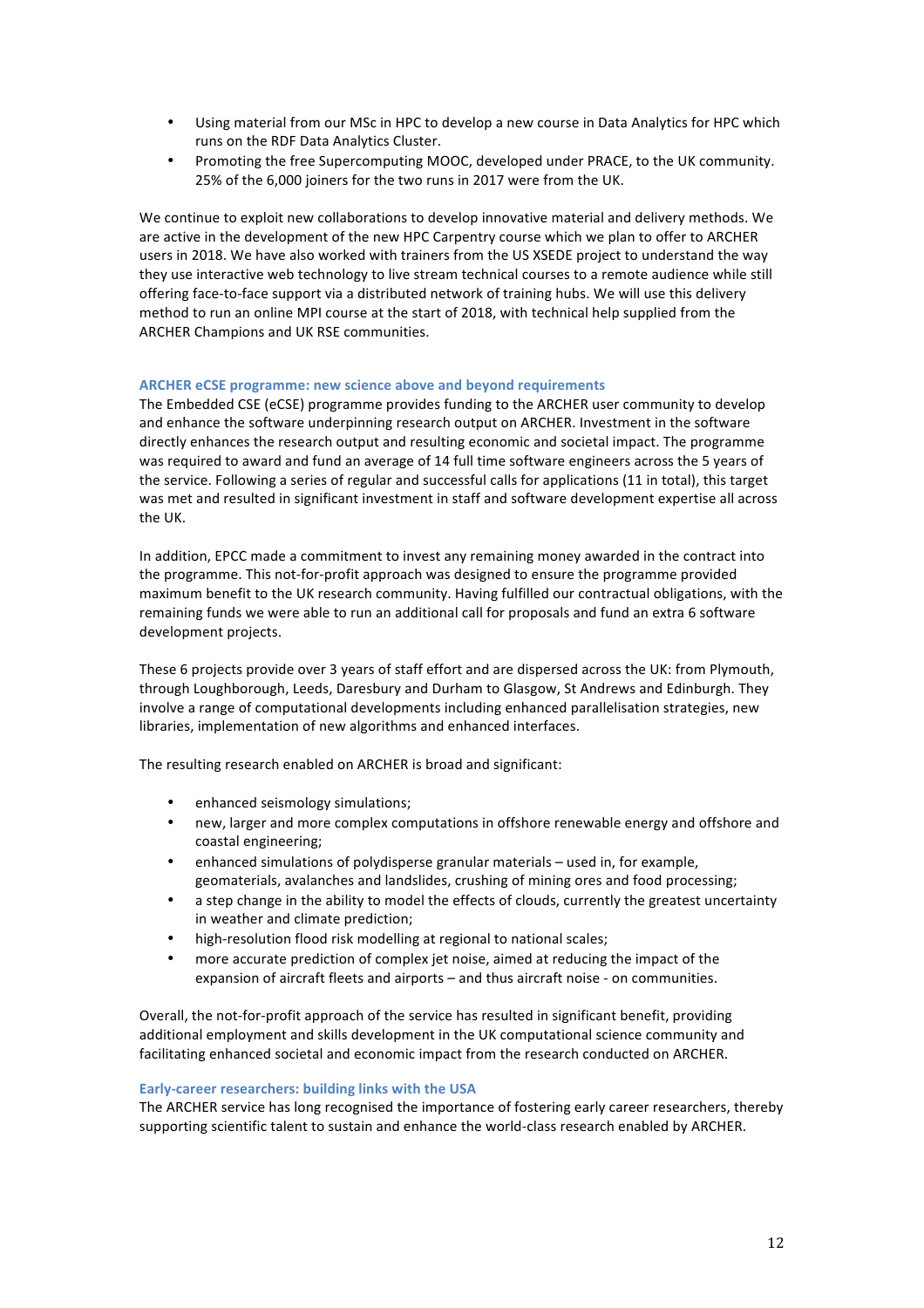- Using material from our MSc in HPC to develop a new course in Data Analytics for HPC which runs on the RDF Data Analytics Cluster.
- Promoting the free Supercomputing MOOC, developed under PRACE, to the UK community. 25% of the 6,000 joiners for the two runs in 2017 were from the UK.

We continue to exploit new collaborations to develop innovative material and delivery methods. We are active in the development of the new HPC Carpentry course which we plan to offer to ARCHER users in 2018. We have also worked with trainers from the US XSEDE project to understand the way they use interactive web technology to live stream technical courses to a remote audience while still offering face-to-face support via a distributed network of training hubs. We will use this delivery method to run an online MPI course at the start of 2018, with technical help supplied from the ARCHER Champions and UK RSE communities.

### ARCHER eCSE programme: new science above and beyond requirements

The Embedded CSE (eCSE) programme provides funding to the ARCHER user community to develop and enhance the software underpinning research output on ARCHER. Investment in the software directly enhances the research output and resulting economic and societal impact. The programme was required to award and fund an average of 14 full time software engineers across the 5 years of the service. Following a series of regular and successful calls for applications (11 in total), this target was met and resulted in significant investment in staff and software development expertise all across the UK.

In addition, EPCC made a commitment to invest any remaining money awarded in the contract into the programme. This not-for-profit approach was designed to ensure the programme provided maximum benefit to the UK research community. Having fulfilled our contractual obligations, with the remaining funds we were able to run an additional call for proposals and fund an extra 6 software development projects.

These 6 projects provide over 3 years of staff effort and are dispersed across the UK: from Plymouth, through Loughborough, Leeds, Daresbury and Durham to Glasgow, St Andrews and Edinburgh. They involve a range of computational developments including enhanced parallelisation strategies, new libraries, implementation of new algorithms and enhanced interfaces.

The resulting research enabled on ARCHER is broad and significant:

- enhanced seismology simulations;
- new, larger and more complex computations in offshore renewable energy and offshore and coastal engineering;
- enhanced simulations of polydisperse granular materials – used in, for example, geomaterials, avalanches and landslides, crushing of mining ores and food processing;
- a step change in the ability to model the effects of clouds, currently the greatest uncertainty in weather and climate prediction;
- high-resolution flood risk modelling at regional to national scales;
- more accurate prediction of complex jet noise, aimed at reducing the impact of the expansion of aircraft fleets and airports – and thus aircraft noise - on communities.

Overall, the not-for-profit approach of the service has resulted in significant benefit, providing additional employment and skills development in the UK computational science community and facilitating enhanced societal and economic impact from the research conducted on ARCHER.

### Early-career researchers: building links with the USA

The ARCHER service has long recognised the importance of fostering early career researchers, thereby supporting scientific talent to sustain and enhance the world-class research enabled by ARCHER.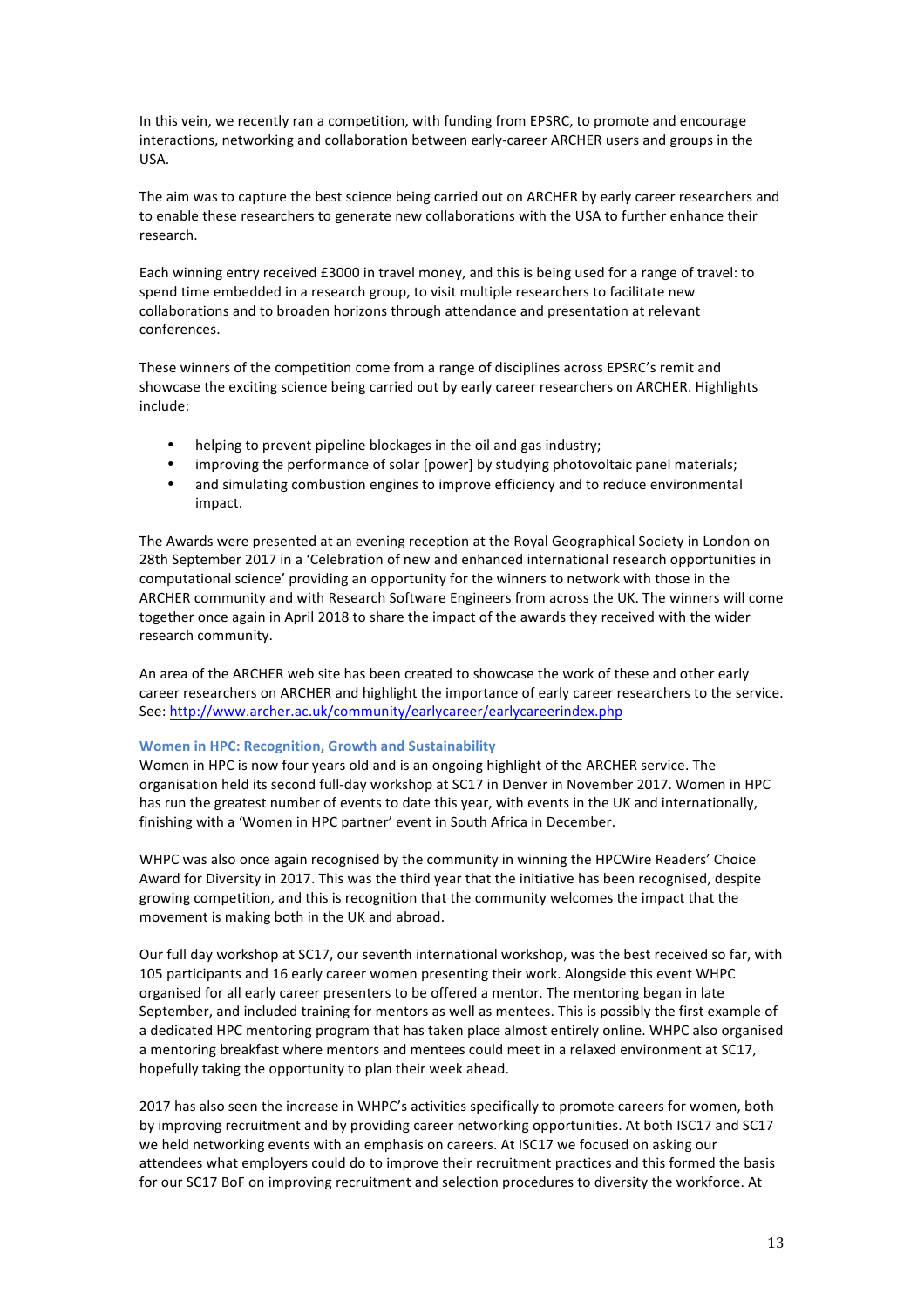In this vein, we recently ran a competition, with funding from EPSRC, to promote and encourage interactions, networking and collaboration between early-career ARCHER users and groups in the USA.

The aim was to capture the best science being carried out on ARCHER by early career researchers and to enable these researchers to generate new collaborations with the USA to further enhance their research.

Each winning entry received £3000 in travel money, and this is being used for a range of travel: to spend time embedded in a research group, to visit multiple researchers to facilitate new collaborations and to broaden horizons through attendance and presentation at relevant conferences.

These winners of the competition come from a range of disciplines across EPSRC's remit and showcase the exciting science being carried out by early career researchers on ARCHER. Highlights include:

- helping to prevent pipeline blockages in the oil and gas industry;
- improving the performance of solar [power] by studying photovoltaic panel materials;
- and simulating combustion engines to improve efficiency and to reduce environmental impact.

The Awards were presented at an evening reception at the Royal Geographical Society in London on 28th September 2017 in a 'Celebration of new and enhanced international research opportunities in computational science' providing an opportunity for the winners to network with those in the ARCHER community and with Research Software Engineers from across the UK. The winners will come together once again in April 2018 to share the impact of the awards they received with the wider research community.

An area of the ARCHER web site has been created to showcase the work of these and other early career researchers on ARCHER and highlight the importance of early career researchers to the service. See: http://www.archer.ac.uk/community/earlycareer/earlycareerindex.php

#### Women in HPC: Recognition, Growth and Sustainability

Women in HPC is now four years old and is an ongoing highlight of the ARCHER service. The organisation held its second full-day workshop at SC17 in Denver in November 2017. Women in HPC has run the greatest number of events to date this year, with events in the UK and internationally, finishing with a 'Women in HPC partner' event in South Africa in December.

WHPC was also once again recognised by the community in winning the HPCWire Readers' Choice Award for Diversity in 2017. This was the third year that the initiative has been recognised, despite growing competition, and this is recognition that the community welcomes the impact that the movement is making both in the UK and abroad.

Our full day workshop at SC17, our seventh international workshop, was the best received so far, with 105 participants and 16 early career women presenting their work. Alongside this event WHPC organised for all early career presenters to be offered a mentor. The mentoring began in late September, and included training for mentors as well as mentees. This is possibly the first example of a dedicated HPC mentoring program that has taken place almost entirely online. WHPC also organised a mentoring breakfast where mentors and mentees could meet in a relaxed environment at SC17, hopefully taking the opportunity to plan their week ahead.

2017 has also seen the increase in WHPC's activities specifically to promote careers for women, both by improving recruitment and by providing career networking opportunities. At both ISC17 and SC17 we held networking events with an emphasis on careers. At ISC17 we focused on asking our attendees what employers could do to improve their recruitment practices and this formed the basis for our SC17 BoF on improving recruitment and selection procedures to diversity the workforce. At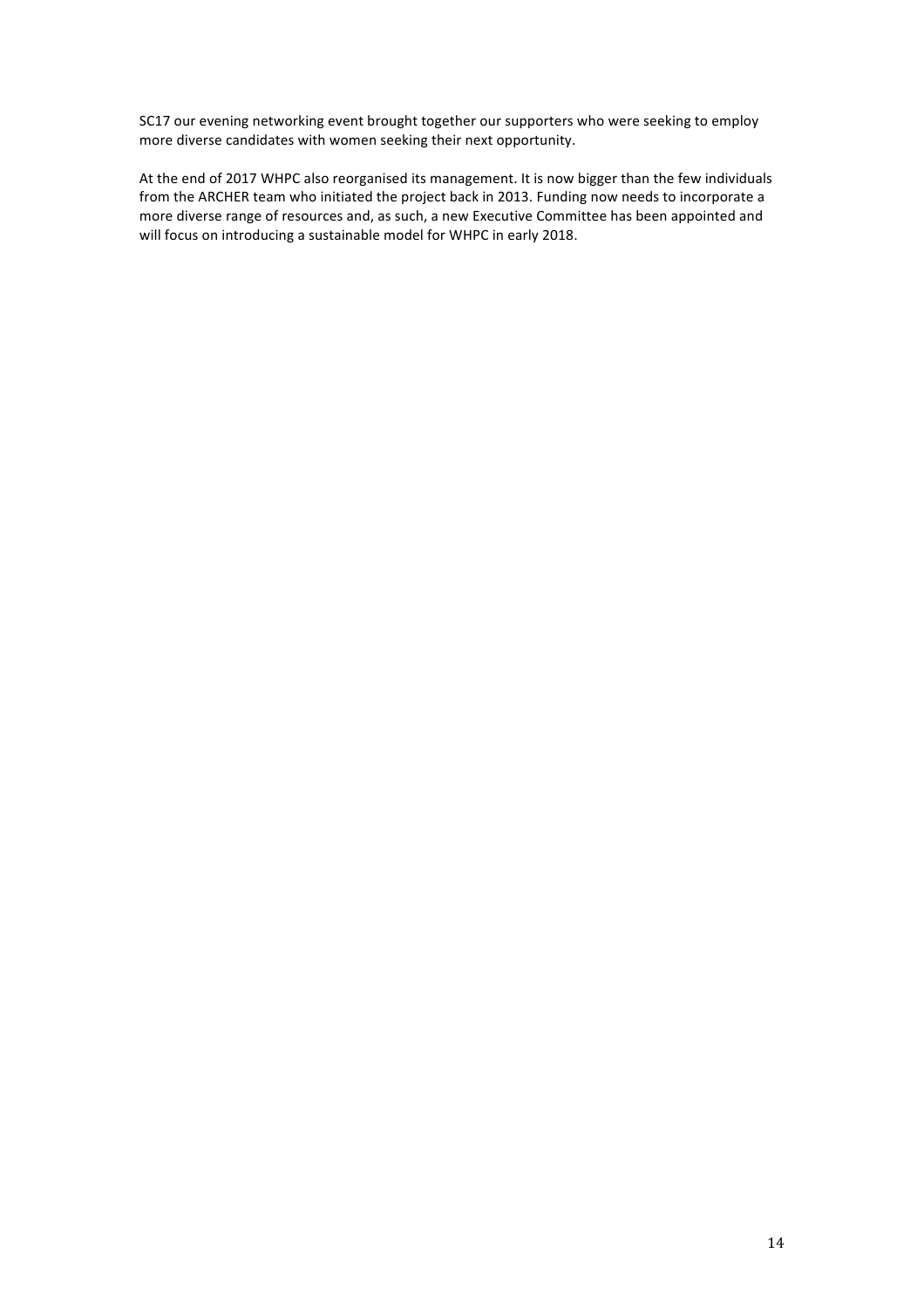SC17 our evening networking event brought together our supporters who were seeking to employ more diverse candidates with women seeking their next opportunity.

At the end of 2017 WHPC also reorganised its management. It is now bigger than the few individuals from the ARCHER team who initiated the project back in 2013. Funding now needs to incorporate a more diverse range of resources and, as such, a new Executive Committee has been appointed and will focus on introducing a sustainable model for WHPC in early 2018.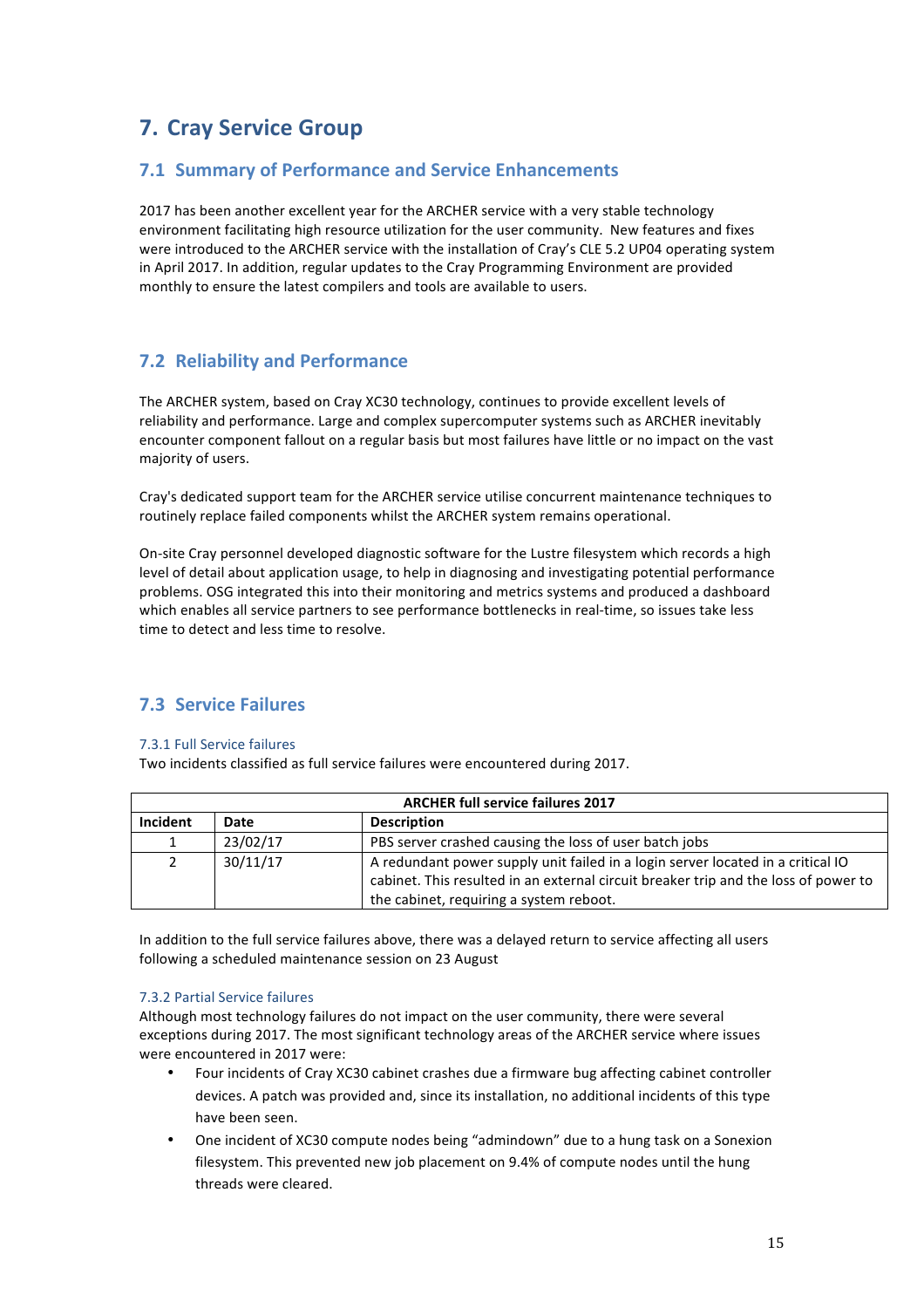# 7. Cray Service Group

## 7.1 Summary of Performance and Service Enhancements

2017 has been another excellent year for the ARCHER service with a very stable technology environment facilitating high resource utilization for the user community. New features and fixes were introduced to the ARCHER service with the installation of Cray's CLE 5.2 UP04 operating system in April 2017. In addition, regular updates to the Cray Programming Environment are provided monthly to ensure the latest compilers and tools are available to users.

## 7.2 Reliability and Performance

The ARCHER system, based on Cray XC30 technology, continues to provide excellent levels of reliability and performance. Large and complex supercomputer systems such as ARCHER inevitably encounter component fallout on a regular basis but most failures have little or no impact on the vast majority of users.

Cray's dedicated support team for the ARCHER service utilise concurrent maintenance techniques to routinely replace failed components whilst the ARCHER system remains operational.

On-site Cray personnel developed diagnostic software for the Lustre filesystem which records a high level of detail about application usage, to help in diagnosing and investigating potential performance problems. OSG integrated this into their monitoring and metrics systems and produced a dashboard which enables all service partners to see performance bottlenecks in real-time, so issues take less time to detect and less time to resolve.

## 7.3 Service Failures

### 7.3.1 Full Service failures

Two incidents classified as full service failures were encountered during 2017.

| ARCHER full service failures 2017 | | |
|---|---|---|
| **Incident** | **Date** | **Description** |
| 1 | 23/02/17 | PBS server crashed causing the loss of user batch jobs |
| 2 | 30/11/17 | A redundant power supply unit failed in a login server located in a critical IO cabinet. This resulted in an external circuit breaker trip and the loss of power to the cabinet, requiring a system reboot. |

In addition to the full service failures above, there was a delayed return to service affecting all users following a scheduled maintenance session on 23 August

### 7.3.2 Partial Service failures

Although most technology failures do not impact on the user community, there were several exceptions during 2017. The most significant technology areas of the ARCHER service where issues were encountered in 2017 were:

- Four incidents of Cray XC30 cabinet crashes due a firmware bug affecting cabinet controller devices. A patch was provided and, since its installation, no additional incidents of this type have been seen.
- One incident of XC30 compute nodes being "admindown" due to a hung task on a Sonexion filesystem. This prevented new job placement on 9.4% of compute nodes until the hung threads were cleared.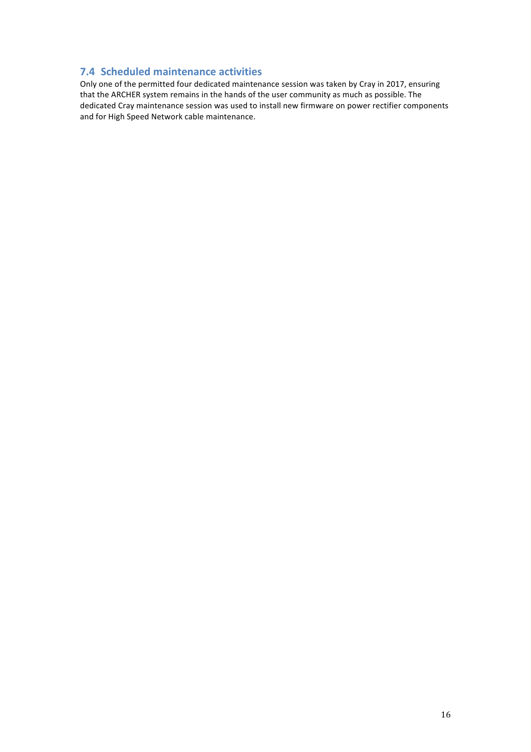## 7.4 Scheduled maintenance activities

Only one of the permitted four dedicated maintenance session was taken by Cray in 2017, ensuring that the ARCHER system remains in the hands of the user community as much as possible. The dedicated Cray maintenance session was used to install new firmware on power rectifier components and for High Speed Network cable maintenance.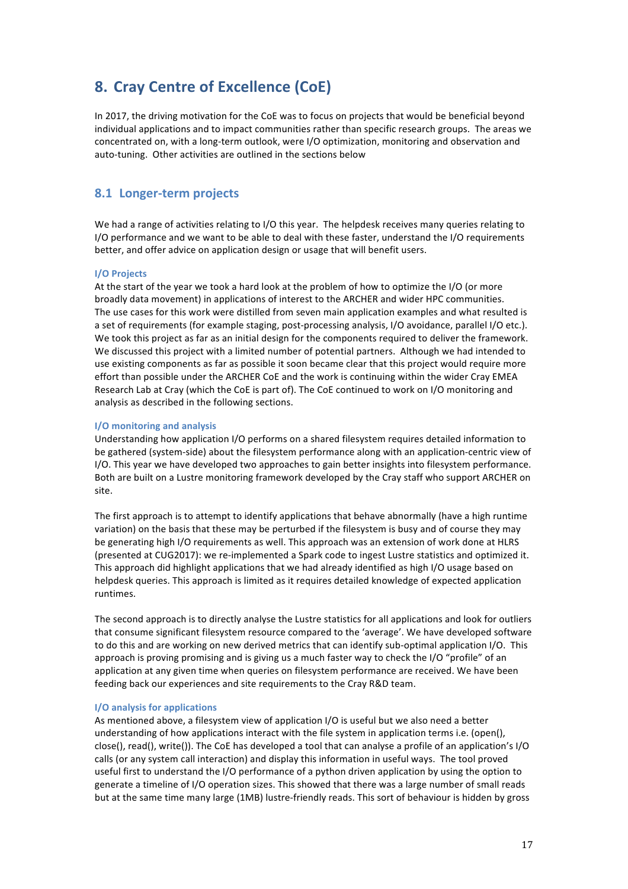# 8. Cray Centre of Excellence (CoE)

In 2017, the driving motivation for the CoE was to focus on projects that would be beneficial beyond individual applications and to impact communities rather than specific research groups. The areas we concentrated on, with a long-term outlook, were I/O optimization, monitoring and observation and auto-tuning. Other activities are outlined in the sections below

## 8.1 Longer-term projects

We had a range of activities relating to I/O this year. The helpdesk receives many queries relating to I/O performance and we want to be able to deal with these faster, understand the I/O requirements better, and offer advice on application design or usage that will benefit users.

### I/O Projects

At the start of the year we took a hard look at the problem of how to optimize the I/O (or more broadly data movement) in applications of interest to the ARCHER and wider HPC communities. The use cases for this work were distilled from seven main application examples and what resulted is a set of requirements (for example staging, post-processing analysis, I/O avoidance, parallel I/O etc.). We took this project as far as an initial design for the components required to deliver the framework. We discussed this project with a limited number of potential partners. Although we had intended to use existing components as far as possible it soon became clear that this project would require more effort than possible under the ARCHER CoE and the work is continuing within the wider Cray EMEA Research Lab at Cray (which the CoE is part of). The CoE continued to work on I/O monitoring and analysis as described in the following sections.

### I/O monitoring and analysis

Understanding how application I/O performs on a shared filesystem requires detailed information to be gathered (system-side) about the filesystem performance along with an application-centric view of I/O. This year we have developed two approaches to gain better insights into filesystem performance. Both are built on a Lustre monitoring framework developed by the Cray staff who support ARCHER on site.

The first approach is to attempt to identify applications that behave abnormally (have a high runtime variation) on the basis that these may be perturbed if the filesystem is busy and of course they may be generating high I/O requirements as well. This approach was an extension of work done at HLRS (presented at CUG2017): we re-implemented a Spark code to ingest Lustre statistics and optimized it. This approach did highlight applications that we had already identified as high I/O usage based on helpdesk queries. This approach is limited as it requires detailed knowledge of expected application runtimes.

The second approach is to directly analyse the Lustre statistics for all applications and look for outliers that consume significant filesystem resource compared to the 'average'. We have developed software to do this and are working on new derived metrics that can identify sub-optimal application I/O. This approach is proving promising and is giving us a much faster way to check the I/O "profile" of an application at any given time when queries on filesystem performance are received. We have been feeding back our experiences and site requirements to the Cray R&D team.

### I/O analysis for applications

As mentioned above, a filesystem view of application I/O is useful but we also need a better understanding of how applications interact with the file system in application terms i.e. (open(), close(), read(), write()). The CoE has developed a tool that can analyse a profile of an application's I/O calls (or any system call interaction) and display this information in useful ways. The tool proved useful first to understand the I/O performance of a python driven application by using the option to generate a timeline of I/O operation sizes. This showed that there was a large number of small reads but at the same time many large (1MB) lustre-friendly reads. This sort of behaviour is hidden by gross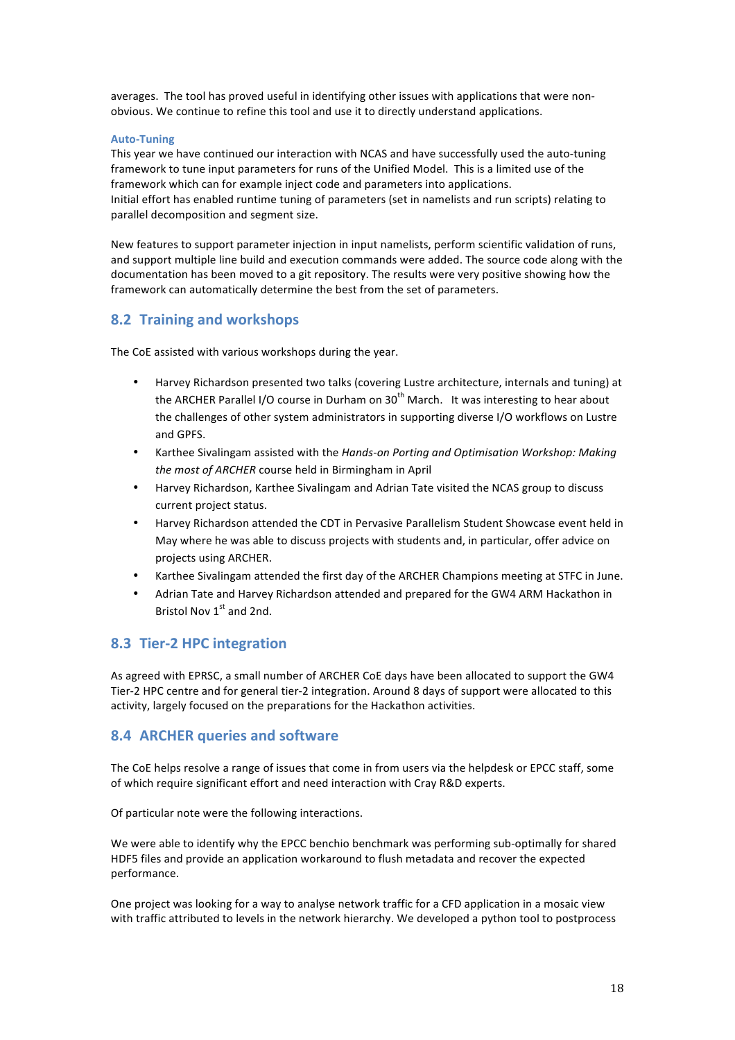averages. The tool has proved useful in identifying other issues with applications that were non-obvious. We continue to refine this tool and use it to directly understand applications.

### Auto-Tuning

This year we have continued our interaction with NCAS and have successfully used the auto-tuning framework to tune input parameters for runs of the Unified Model. This is a limited use of the framework which can for example inject code and parameters into applications.
Initial effort has enabled runtime tuning of parameters (set in namelists and run scripts) relating to parallel decomposition and segment size.

New features to support parameter injection in input namelists, perform scientific validation of runs, and support multiple line build and execution commands were added. The source code along with the documentation has been moved to a git repository. The results were very positive showing how the framework can automatically determine the best from the set of parameters.

## 8.2 Training and workshops

The CoE assisted with various workshops during the year.

- Harvey Richardson presented two talks (covering Lustre architecture, internals and tuning) at the ARCHER Parallel I/O course in Durham on 30th March. It was interesting to hear about the challenges of other system administrators in supporting diverse I/O workflows on Lustre and GPFS.
- Karthee Sivalingam assisted with the *Hands-on Porting and Optimisation Workshop: Making the most of ARCHER* course held in Birmingham in April
- Harvey Richardson, Karthee Sivalingam and Adrian Tate visited the NCAS group to discuss current project status.
- Harvey Richardson attended the CDT in Pervasive Parallelism Student Showcase event held in May where he was able to discuss projects with students and, in particular, offer advice on projects using ARCHER.
- Karthee Sivalingam attended the first day of the ARCHER Champions meeting at STFC in June.
- Adrian Tate and Harvey Richardson attended and prepared for the GW4 ARM Hackathon in Bristol Nov 1st and 2nd.

## 8.3 Tier-2 HPC integration

As agreed with EPRSC, a small number of ARCHER CoE days have been allocated to support the GW4 Tier-2 HPC centre and for general tier-2 integration. Around 8 days of support were allocated to this activity, largely focused on the preparations for the Hackathon activities.

## 8.4 ARCHER queries and software

The CoE helps resolve a range of issues that come in from users via the helpdesk or EPCC staff, some of which require significant effort and need interaction with Cray R&D experts.

Of particular note were the following interactions.

We were able to identify why the EPCC benchio benchmark was performing sub-optimally for shared HDF5 files and provide an application workaround to flush metadata and recover the expected performance.

One project was looking for a way to analyse network traffic for a CFD application in a mosaic view with traffic attributed to levels in the network hierarchy. We developed a python tool to postprocess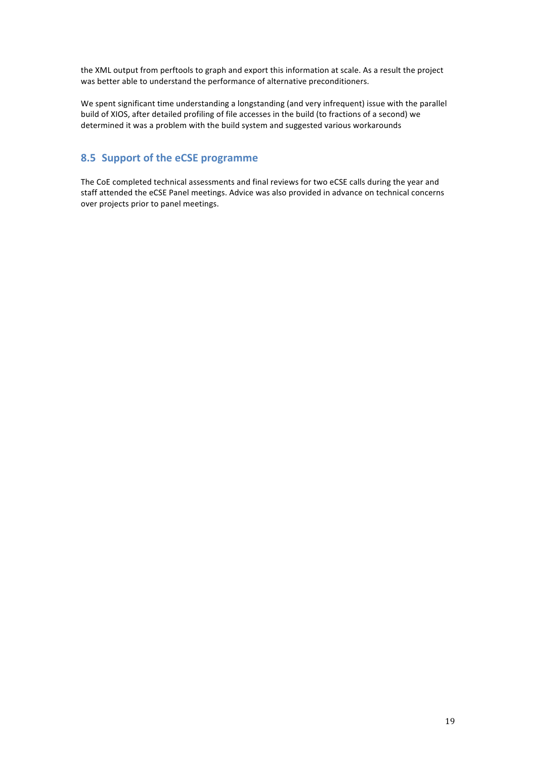the XML output from perftools to graph and export this information at scale. As a result the project was better able to understand the performance of alternative preconditioners.

We spent significant time understanding a longstanding (and very infrequent) issue with the parallel build of XIOS, after detailed profiling of file accesses in the build (to fractions of a second) we determined it was a problem with the build system and suggested various workarounds

## 8.5 Support of the eCSE programme

The CoE completed technical assessments and final reviews for two eCSE calls during the year and staff attended the eCSE Panel meetings. Advice was also provided in advance on technical concerns over projects prior to panel meetings.